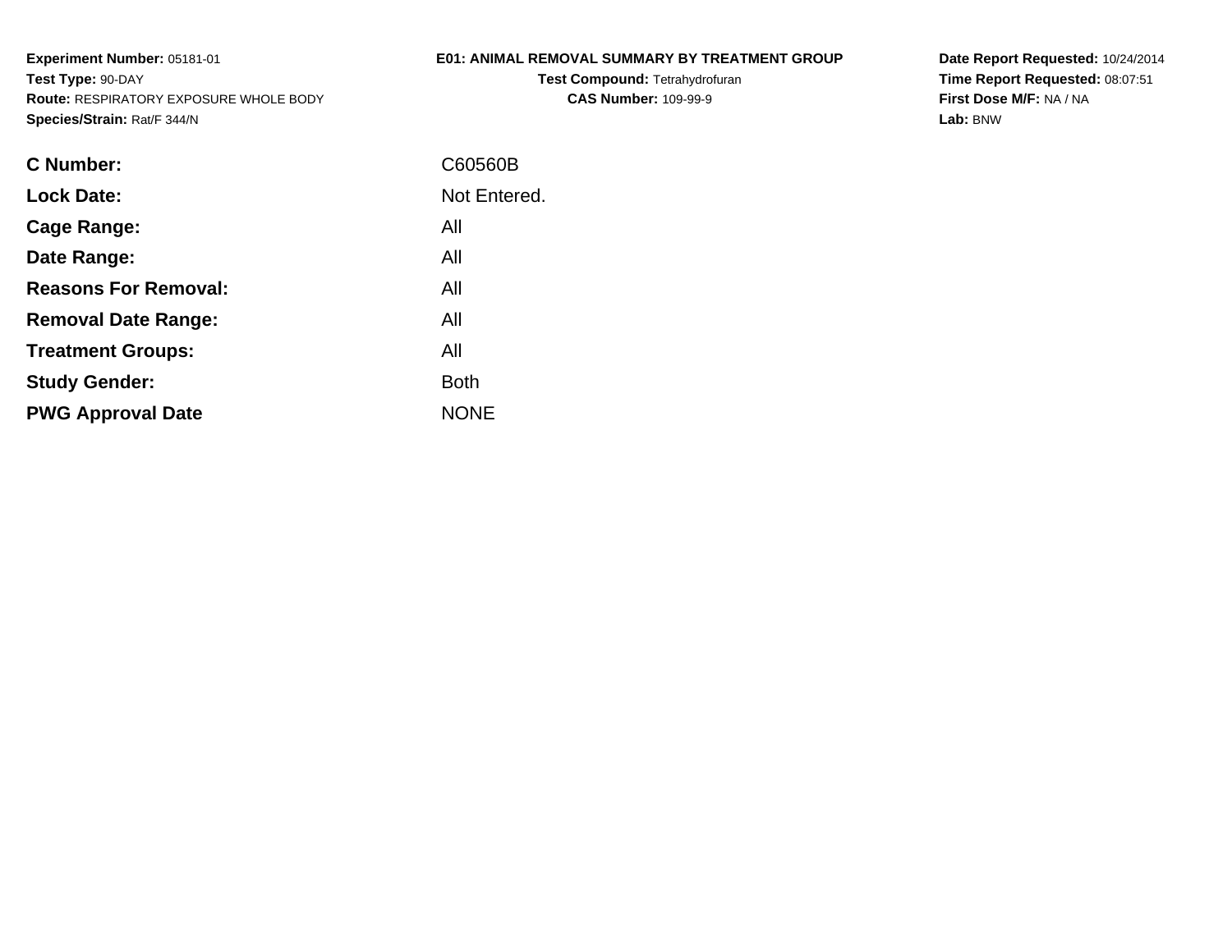**Experiment Number:** 05181-01
**Test Type:** 90-DAY
**Route:** RESPIRATORY EXPOSURE WHOLE BODY
**Species/Strain:** Rat/F 344/N

# E01: ANIMAL REMOVAL SUMMARY BY TREATMENT GROUP

**Test Compound:** Tetrahydrofuran
**CAS Number:** 109-99-9

**Date Report Requested:** 10/24/2014
**Time Report Requested:** 08:07:51
**First Dose M/F:** NA / NA
**Lab:** BNW

| | |
|---|---|
| **C Number:** | C60560B |
| **Lock Date:** | Not Entered. |
| **Cage Range:** | All |
| **Date Range:** | All |
| **Reasons For Removal:** | All |
| **Removal Date Range:** | All |
| **Treatment Groups:** | All |
| **Study Gender:** | Both |
| **PWG Approval Date** | NONE |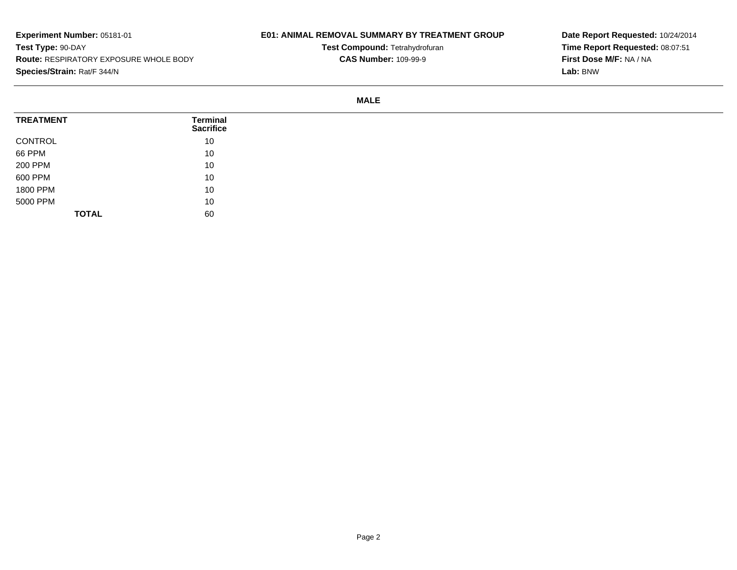**Experiment Number:** 05181-01
**Test Type:** 90-DAY
**Route:** RESPIRATORY EXPOSURE WHOLE BODY
**Species/Strain:** Rat/F 344/N

**E01: ANIMAL REMOVAL SUMMARY BY TREATMENT GROUP**
**Test Compound:** Tetrahydrofuran
**CAS Number:** 109-99-9

**Date Report Requested:** 10/24/2014
**Time Report Requested:** 08:07:51
**First Dose M/F:** NA / NA
**Lab:** BNW

**MALE**

| TREATMENT | Terminal Sacrifice |
|---|---|
| CONTROL | 10 |
| 66 PPM | 10 |
| 200 PPM | 10 |
| 600 PPM | 10 |
| 1800 PPM | 10 |
| 5000 PPM | 10 |
| **TOTAL** | 60 |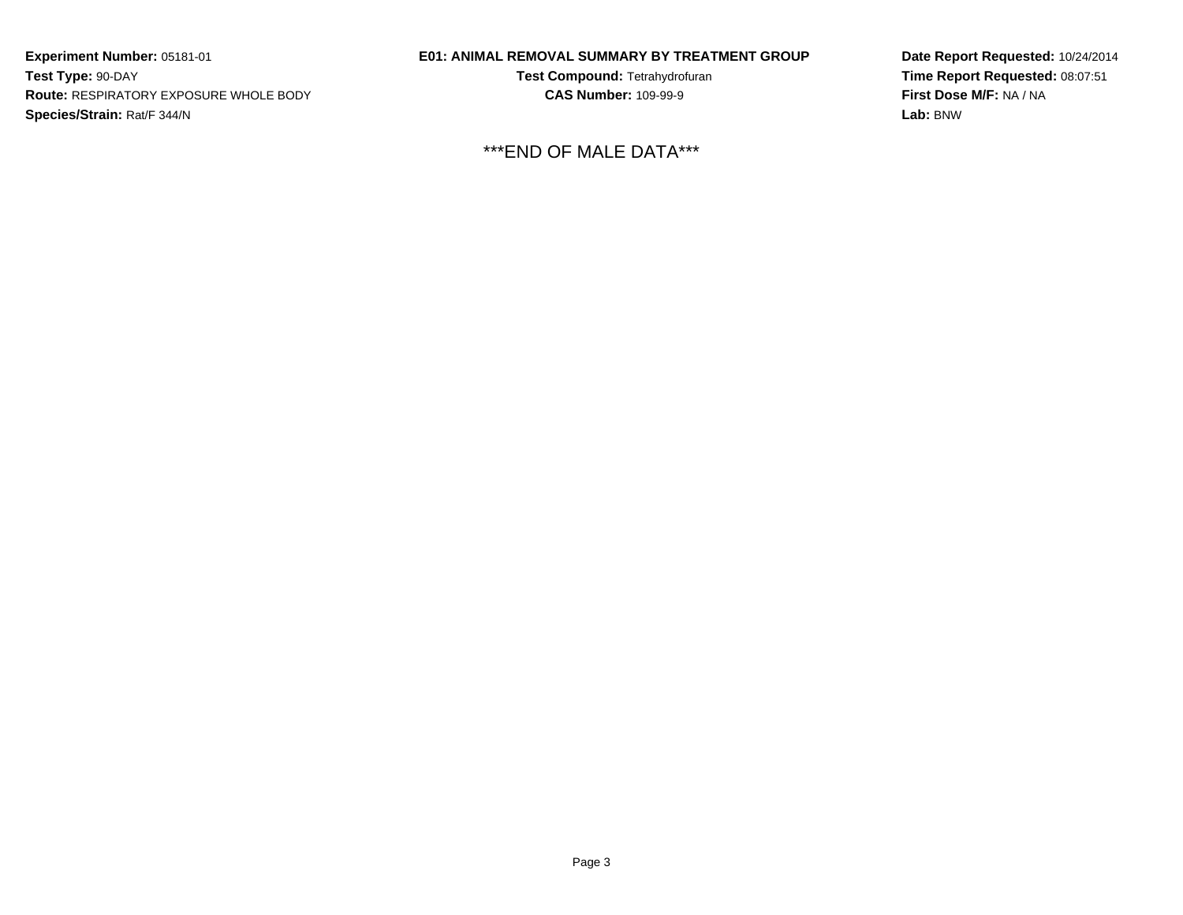**Experiment Number:** 05181-01
**Test Type:** 90-DAY
**Route:** RESPIRATORY EXPOSURE WHOLE BODY
**Species/Strain:** Rat/F 344/N

**E01: ANIMAL REMOVAL SUMMARY BY TREATMENT GROUP**
**Test Compound:** Tetrahydrofuran
**CAS Number:** 109-99-9

**Date Report Requested:** 10/24/2014
**Time Report Requested:** 08:07:51
**First Dose M/F:** NA / NA
**Lab:** BNW

***END OF MALE DATA***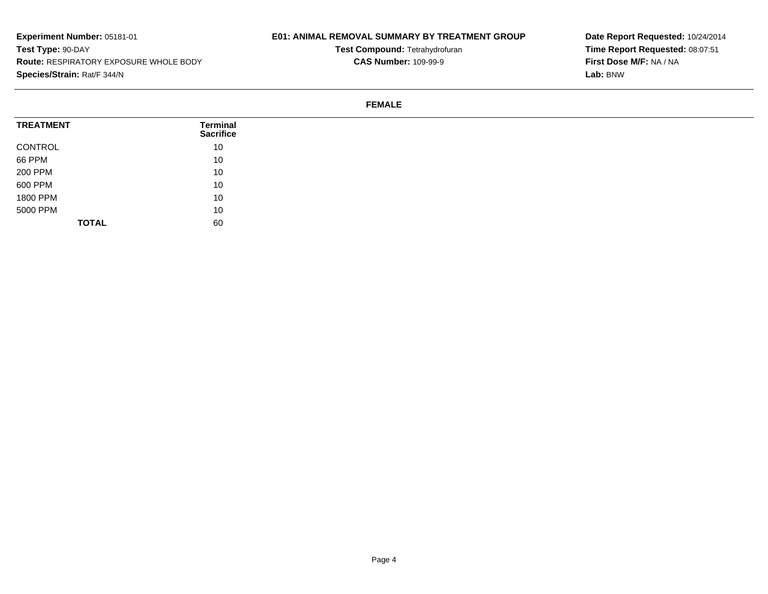**Experiment Number:** 05181-01
**Test Type:** 90-DAY
**Route:** RESPIRATORY EXPOSURE WHOLE BODY
**Species/Strain:** Rat/F 344/N

**E01: ANIMAL REMOVAL SUMMARY BY TREATMENT GROUP**
**Test Compound:** Tetrahydrofuran
**CAS Number:** 109-99-9

**Date Report Requested:** 10/24/2014
**Time Report Requested:** 08:07:51
**First Dose M/F:** NA / NA
**Lab:** BNW

## FEMALE

| TREATMENT | Terminal Sacrifice |
|---|---|
| CONTROL | 10 |
| 66 PPM | 10 |
| 200 PPM | 10 |
| 600 PPM | 10 |
| 1800 PPM | 10 |
| 5000 PPM | 10 |
| **TOTAL** | 60 |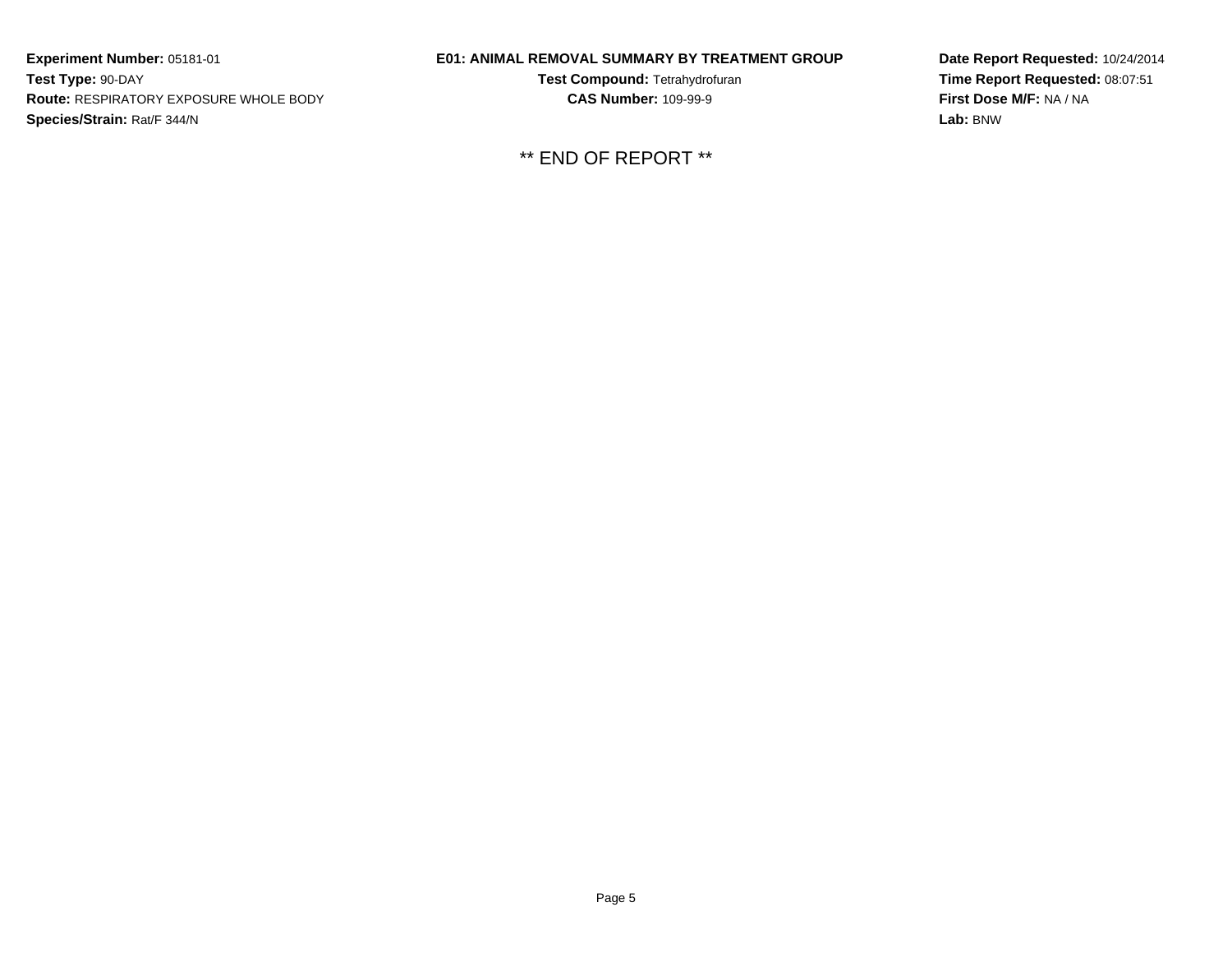**Experiment Number:** 05181-01
**Test Type:** 90-DAY
**Route:** RESPIRATORY EXPOSURE WHOLE BODY
**Species/Strain:** Rat/F 344/N

**E01: ANIMAL REMOVAL SUMMARY BY TREATMENT GROUP**
**Test Compound:** Tetrahydrofuran
**CAS Number:** 109-99-9

**Date Report Requested:** 10/24/2014
**Time Report Requested:** 08:07:51
**First Dose M/F:** NA / NA
**Lab:** BNW

** END OF REPORT **